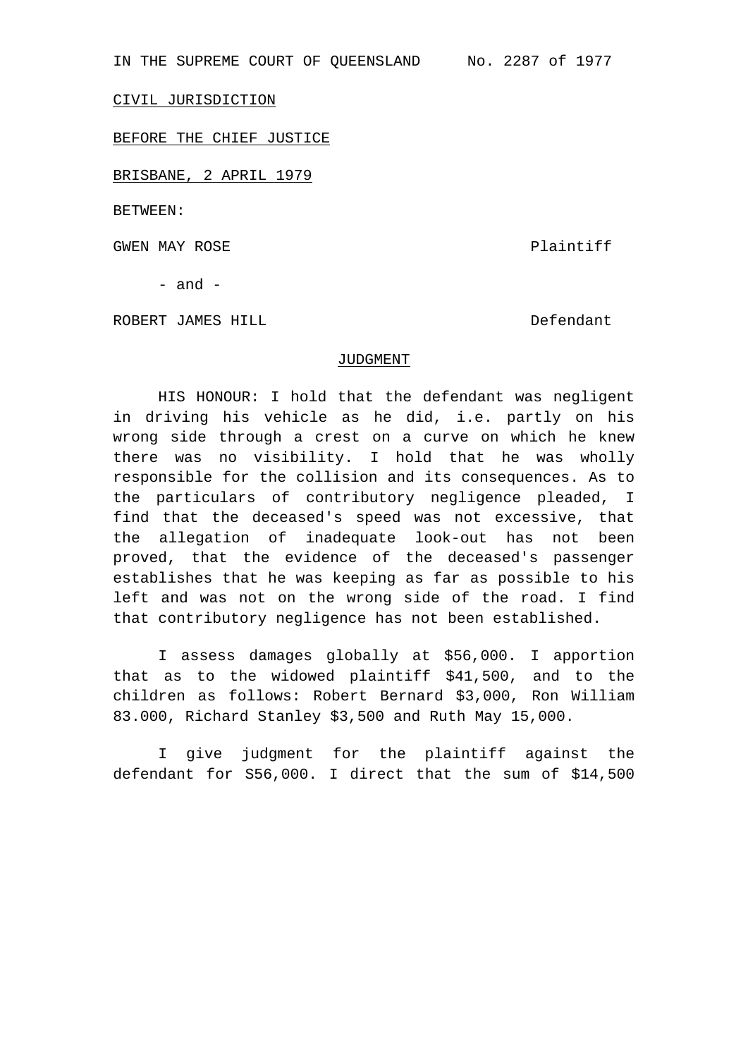IN THE SUPREME COURT OF QUEENSLAND No. 2287 of 1977

CIVIL JURISDICTION

BEFORE THE CHIEF JUSTICE

BRISBANE, 2 APRIL 1979

BETWEEN:

GWEN MAY ROSE Plaintiff

- and -

ROBERT JAMES HILL Defendant

## JUDGMENT

HIS HONOUR: I hold that the defendant was negligent in driving his vehicle as he did, i.e. partly on his wrong side through a crest on a curve on which he knew there was no visibility. I hold that he was wholly responsible for the collision and its consequences. As to the particulars of contributory negligence pleaded, I find that the deceased's speed was not excessive, that the allegation of inadequate look-out has not been proved, that the evidence of the deceased's passenger establishes that he was keeping as far as possible to his left and was not on the wrong side of the road. I find that contributory negligence has not been established.

I assess damages globally at $56,000. I apportion that as to the widowed plaintiff $41,500, and to the children as follows: Robert Bernard $3,000, Ron William 83.000, Richard Stanley $3,500 and Ruth May 15,000.

I give judgment for the plaintiff against the defendant for S56,000. I direct that the sum of $14,500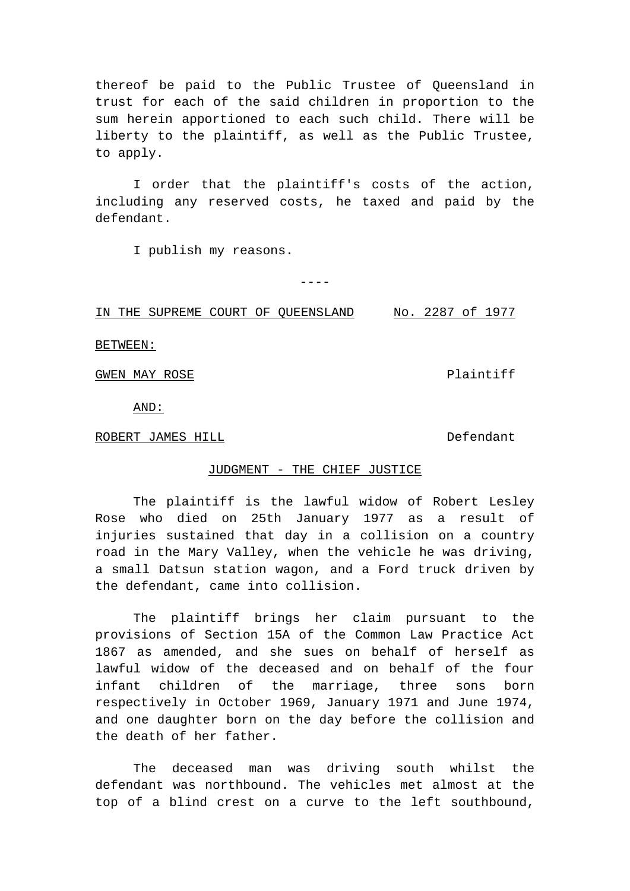thereof be paid to the Public Trustee of Queensland in trust for each of the said children in proportion to the sum herein apportioned to each such child. There will be liberty to the plaintiff, as well as the Public Trustee, to apply.

I order that the plaintiff's costs of the action, including any reserved costs, he taxed and paid by the defendant.

I publish my reasons.

----

IN THE SUPREME COURT OF QUEENSLAND No. 2287 of 1977

BETWEEN:

GWEN MAY ROSE Plaintiff

AND:

ROBERT JAMES HILL Defendant

JUDGMENT - THE CHIEF JUSTICE

The plaintiff is the lawful widow of Robert Lesley Rose who died on 25th January 1977 as a result of injuries sustained that day in a collision on a country road in the Mary Valley, when the vehicle he was driving, a small Datsun station wagon, and a Ford truck driven by the defendant, came into collision.

The plaintiff brings her claim pursuant to the provisions of Section 15A of the Common Law Practice Act 1867 as amended, and she sues on behalf of herself as lawful widow of the deceased and on behalf of the four infant children of the marriage, three sons born respectively in October 1969, January 1971 and June 1974, and one daughter born on the day before the collision and the death of her father.

The deceased man was driving south whilst the defendant was northbound. The vehicles met almost at the top of a blind crest on a curve to the left southbound,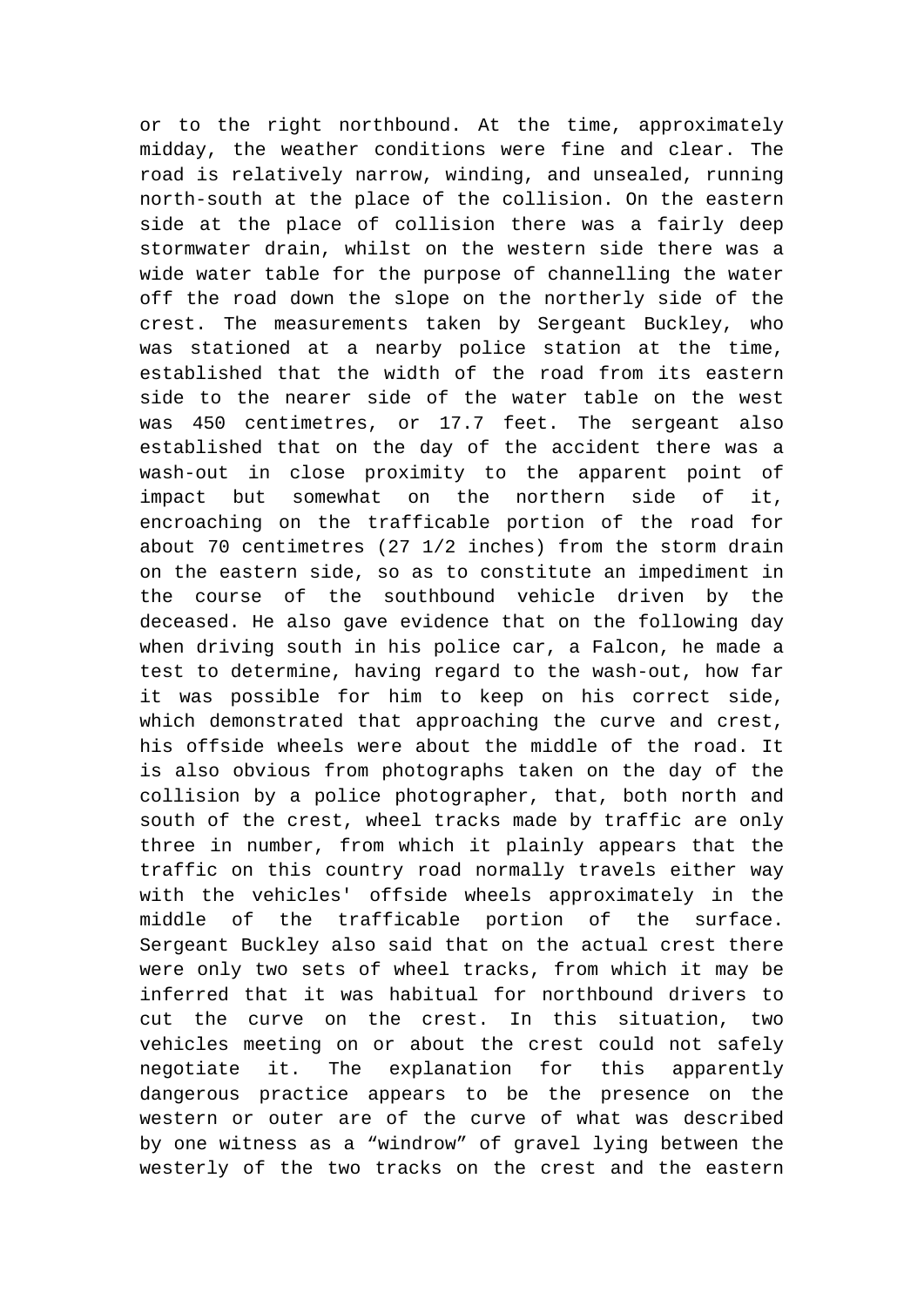or to the right northbound. At the time, approximately midday, the weather conditions were fine and clear. The road is relatively narrow, winding, and unsealed, running north-south at the place of the collision. On the eastern side at the place of collision there was a fairly deep stormwater drain, whilst on the western side there was a wide water table for the purpose of channelling the water off the road down the slope on the northerly side of the crest. The measurements taken by Sergeant Buckley, who was stationed at a nearby police station at the time, established that the width of the road from its eastern side to the nearer side of the water table on the west was 450 centimetres, or 17.7 feet. The sergeant also established that on the day of the accident there was a wash-out in close proximity to the apparent point of impact but somewhat on the northern side of it, encroaching on the trafficable portion of the road for about 70 centimetres (27 1/2 inches) from the storm drain on the eastern side, so as to constitute an impediment in the course of the southbound vehicle driven by the deceased. He also gave evidence that on the following day when driving south in his police car, a Falcon, he made a test to determine, having regard to the wash-out, how far it was possible for him to keep on his correct side, which demonstrated that approaching the curve and crest, his offside wheels were about the middle of the road. It is also obvious from photographs taken on the day of the collision by a police photographer, that, both north and south of the crest, wheel tracks made by traffic are only three in number, from which it plainly appears that the traffic on this country road normally travels either way with the vehicles' offside wheels approximately in the middle of the trafficable portion of the surface. Sergeant Buckley also said that on the actual crest there were only two sets of wheel tracks, from which it may be inferred that it was habitual for northbound drivers to cut the curve on the crest. In this situation, two vehicles meeting on or about the crest could not safely negotiate it. The explanation for this apparently dangerous practice appears to be the presence on the western or outer are of the curve of what was described by one witness as a "windrow" of gravel lying between the westerly of the two tracks on the crest and the eastern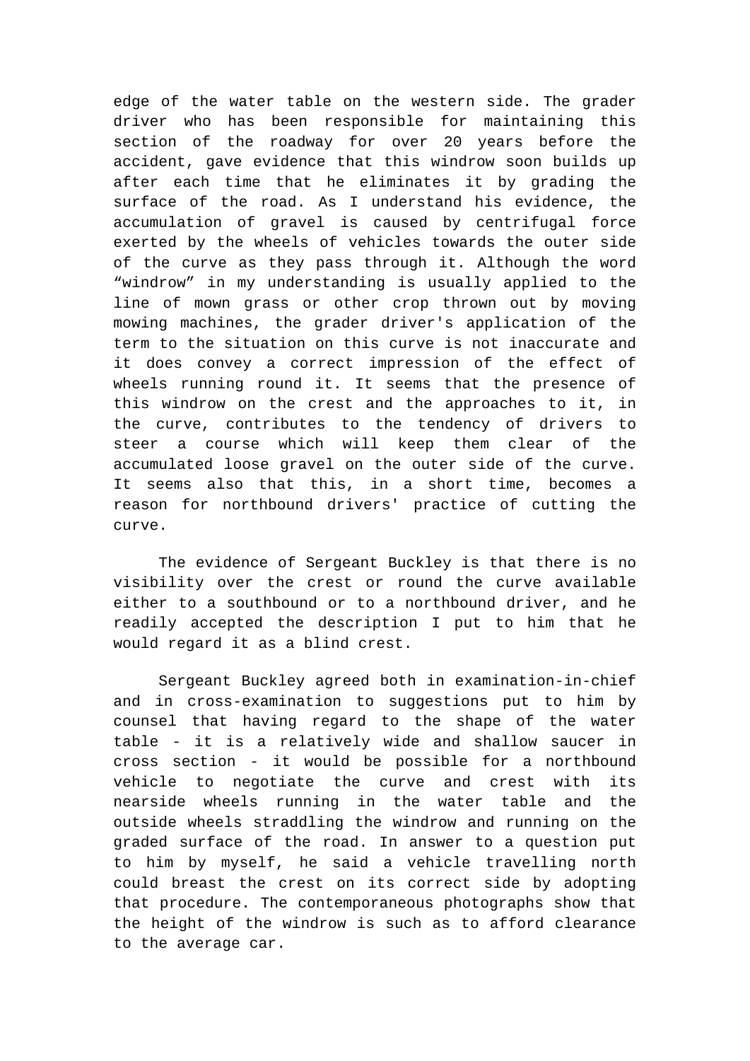edge of the water table on the western side. The grader driver who has been responsible for maintaining this section of the roadway for over 20 years before the accident, gave evidence that this windrow soon builds up after each time that he eliminates it by grading the surface of the road. As I understand his evidence, the accumulation of gravel is caused by centrifugal force exerted by the wheels of vehicles towards the outer side of the curve as they pass through it. Although the word "windrow" in my understanding is usually applied to the line of mown grass or other crop thrown out by moving mowing machines, the grader driver's application of the term to the situation on this curve is not inaccurate and it does convey a correct impression of the effect of wheels running round it. It seems that the presence of this windrow on the crest and the approaches to it, in the curve, contributes to the tendency of drivers to steer a course which will keep them clear of the accumulated loose gravel on the outer side of the curve. It seems also that this, in a short time, becomes a reason for northbound drivers' practice of cutting the curve.

The evidence of Sergeant Buckley is that there is no visibility over the crest or round the curve available either to a southbound or to a northbound driver, and he readily accepted the description I put to him that he would regard it as a blind crest.

Sergeant Buckley agreed both in examination-in-chief and in cross-examination to suggestions put to him by counsel that having regard to the shape of the water table - it is a relatively wide and shallow saucer in cross section - it would be possible for a northbound vehicle to negotiate the curve and crest with its nearside wheels running in the water table and the outside wheels straddling the windrow and running on the graded surface of the road. In answer to a question put to him by myself, he said a vehicle travelling north could breast the crest on its correct side by adopting that procedure. The contemporaneous photographs show that the height of the windrow is such as to afford clearance to the average car.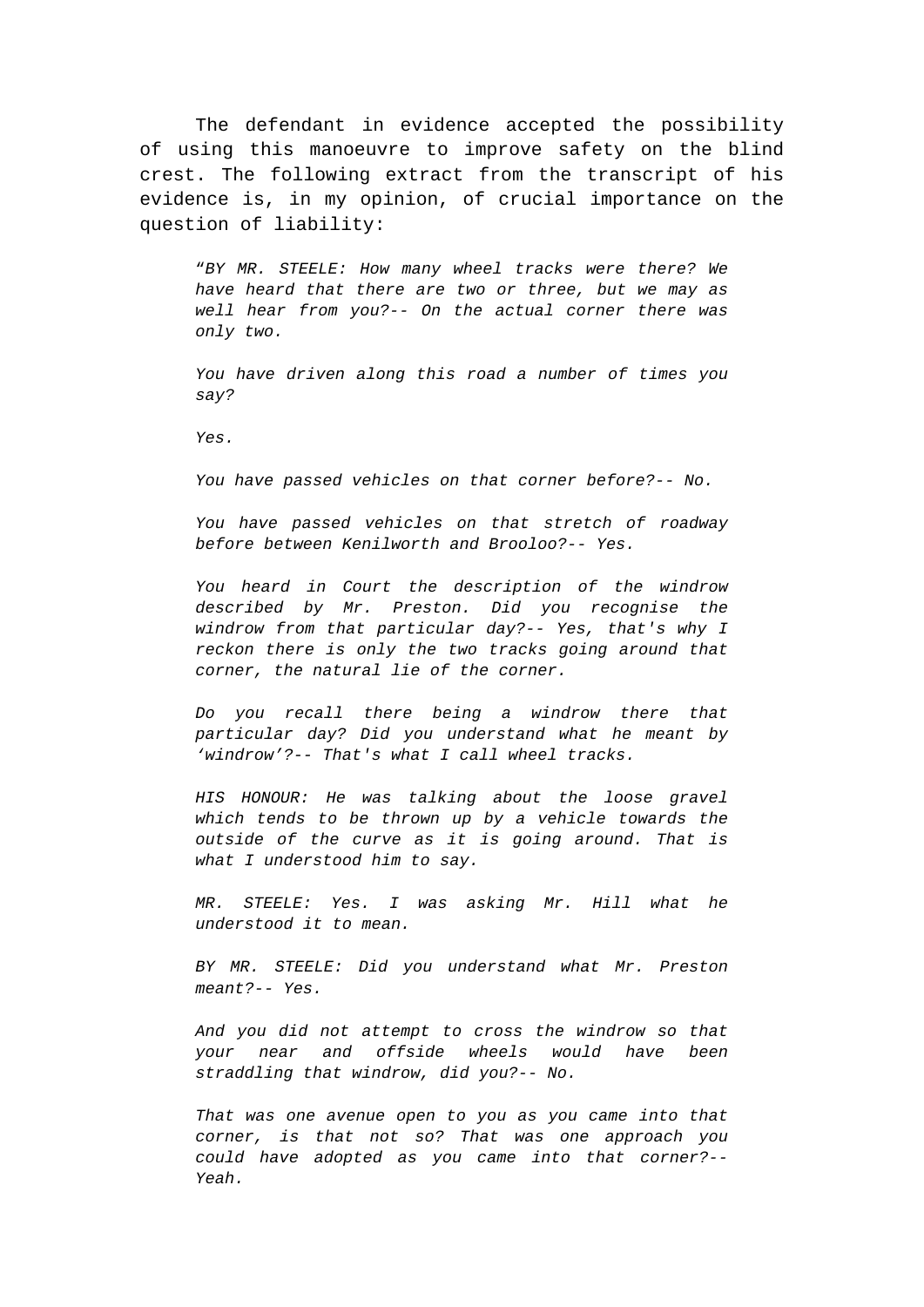The defendant in evidence accepted the possibility of using this manoeuvre to improve safety on the blind crest. The following extract from the transcript of his evidence is, in my opinion, of crucial importance on the question of liability:

> "*BY MR. STEELE: How many wheel tracks were there? We have heard that there are two or three, but we may as well hear from you?-- On the actual corner there was only two.*
>
> *You have driven along this road a number of times you say?*
>
> *Yes.*
>
> *You have passed vehicles on that corner before?-- No.*
>
> *You have passed vehicles on that stretch of roadway before between Kenilworth and Brooloo?-- Yes.*
>
> *You heard in Court the description of the windrow described by Mr. Preston. Did you recognise the windrow from that particular day?-- Yes, that's why I reckon there is only the two tracks going around that corner, the natural lie of the corner.*
>
> *Do you recall there being a windrow there that particular day? Did you understand what he meant by 'windrow'?-- That's what I call wheel tracks.*
>
> *HIS HONOUR: He was talking about the loose gravel which tends to be thrown up by a vehicle towards the outside of the curve as it is going around. That is what I understood him to say.*
>
> *MR. STEELE: Yes. I was asking Mr. Hill what he understood it to mean.*
>
> *BY MR. STEELE: Did you understand what Mr. Preston meant?-- Yes.*
>
> *And you did not attempt to cross the windrow so that your near and offside wheels would have been straddling that windrow, did you?-- No.*
>
> *That was one avenue open to you as you came into that corner, is that not so? That was one approach you could have adopted as you came into that corner?-- Yeah.*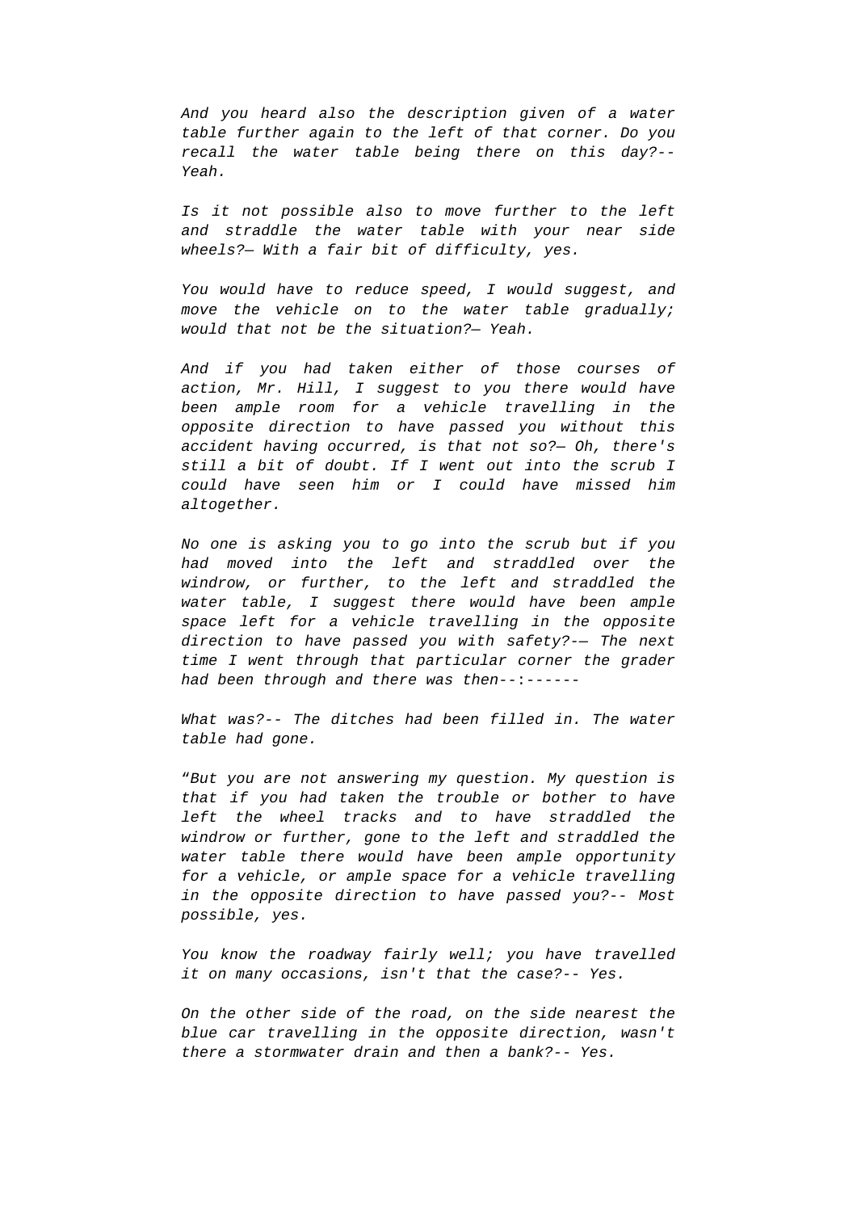*And you heard also the description given of a water table further again to the left of that corner. Do you recall the water table being there on this day?-- Yeah.*

*Is it not possible also to move further to the left and straddle the water table with your near side wheels?— With a fair bit of difficulty, yes.*

*You would have to reduce speed, I would suggest, and move the vehicle on to the water table gradually; would that not be the situation?— Yeah.*

*And if you had taken either of those courses of action, Mr. Hill, I suggest to you there would have been ample room for a vehicle travelling in the opposite direction to have passed you without this accident having occurred, is that not so?— Oh, there's still a bit of doubt. If I went out into the scrub I could have seen him or I could have missed him altogether.*

*No one is asking you to go into the scrub but if you had moved into the left and straddled over the windrow, or further, to the left and straddled the water table, I suggest there would have been ample space left for a vehicle travelling in the opposite direction to have passed you with safety?-— The next time I went through that particular corner the grader had been through and there was then--:------*

*What was?-- The ditches had been filled in. The water table had gone.*

*"But you are not answering my question. My question is that if you had taken the trouble or bother to have left the wheel tracks and to have straddled the windrow or further, gone to the left and straddled the water table there would have been ample opportunity for a vehicle, or ample space for a vehicle travelling in the opposite direction to have passed you?-- Most possible, yes.*

*You know the roadway fairly well; you have travelled it on many occasions, isn't that the case?-- Yes.*

*On the other side of the road, on the side nearest the blue car travelling in the opposite direction, wasn't there a stormwater drain and then a bank?-- Yes.*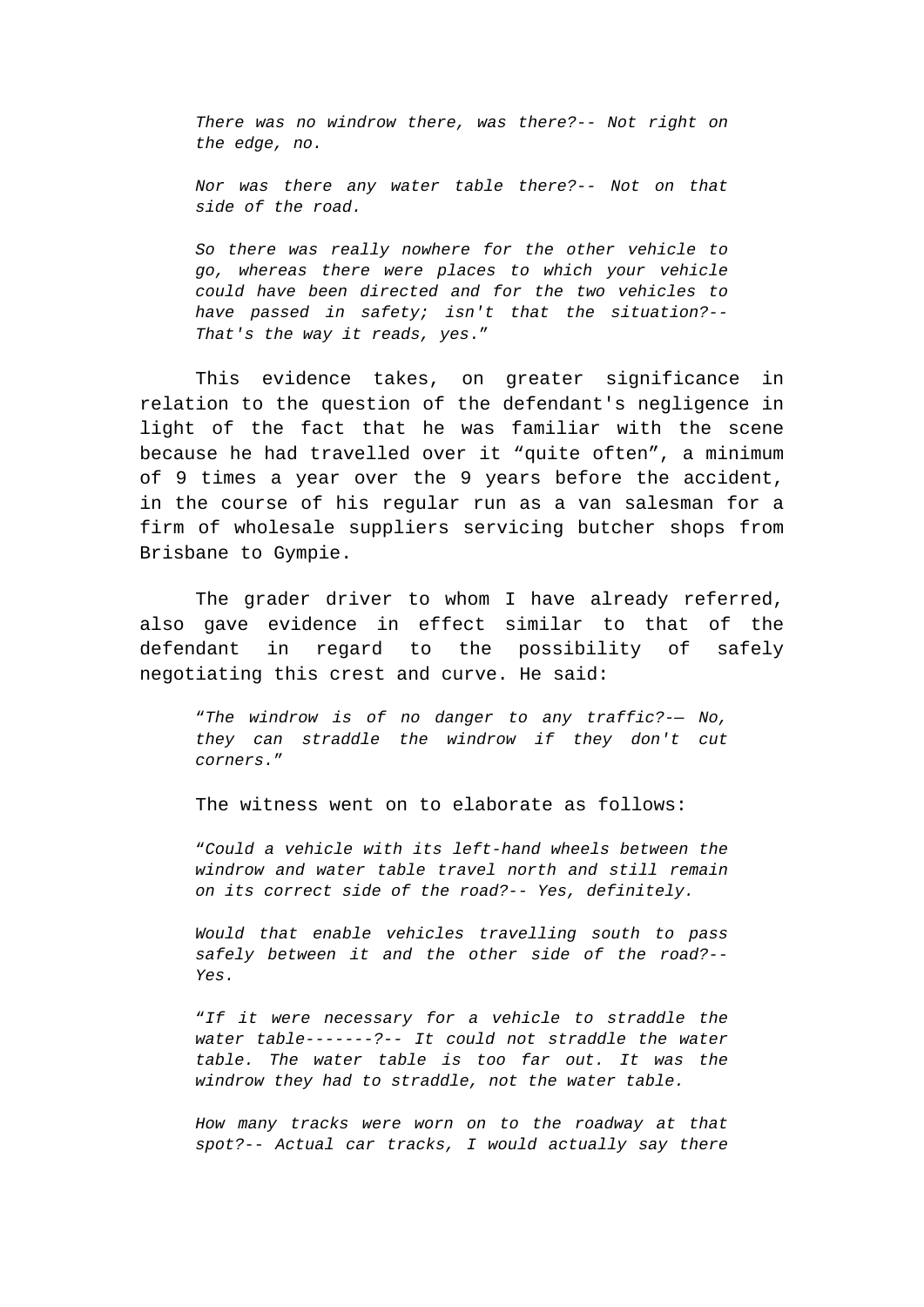*There was no windrow there, was there?-- Not right on the edge, no.*

*Nor was there any water table there?-- Not on that side of the road.*

*So there was really nowhere for the other vehicle to go, whereas there were places to which your vehicle could have been directed and for the two vehicles to have passed in safety; isn't that the situation?-- That's the way it reads, yes.*"

This evidence takes, on greater significance in relation to the question of the defendant's negligence in light of the fact that he was familiar with the scene because he had travelled over it "quite often", a minimum of 9 times a year over the 9 years before the accident, in the course of his regular run as a van salesman for a firm of wholesale suppliers servicing butcher shops from Brisbane to Gympie.

The grader driver to whom I have already referred, also gave evidence in effect similar to that of the defendant in regard to the possibility of safely negotiating this crest and curve. He said:

"*The windrow is of no danger to any traffic?-— No, they can straddle the windrow if they don't cut corners.*"

The witness went on to elaborate as follows:

"*Could a vehicle with its left-hand wheels between the windrow and water table travel north and still remain on its correct side of the road?-- Yes, definitely.*

*Would that enable vehicles travelling south to pass safely between it and the other side of the road?-- Yes.*

"*If it were necessary for a vehicle to straddle the water table-------?-- It could not straddle the water table. The water table is too far out. It was the windrow they had to straddle, not the water table.*

*How many tracks were worn on to the roadway at that spot?-- Actual car tracks, I would actually say there*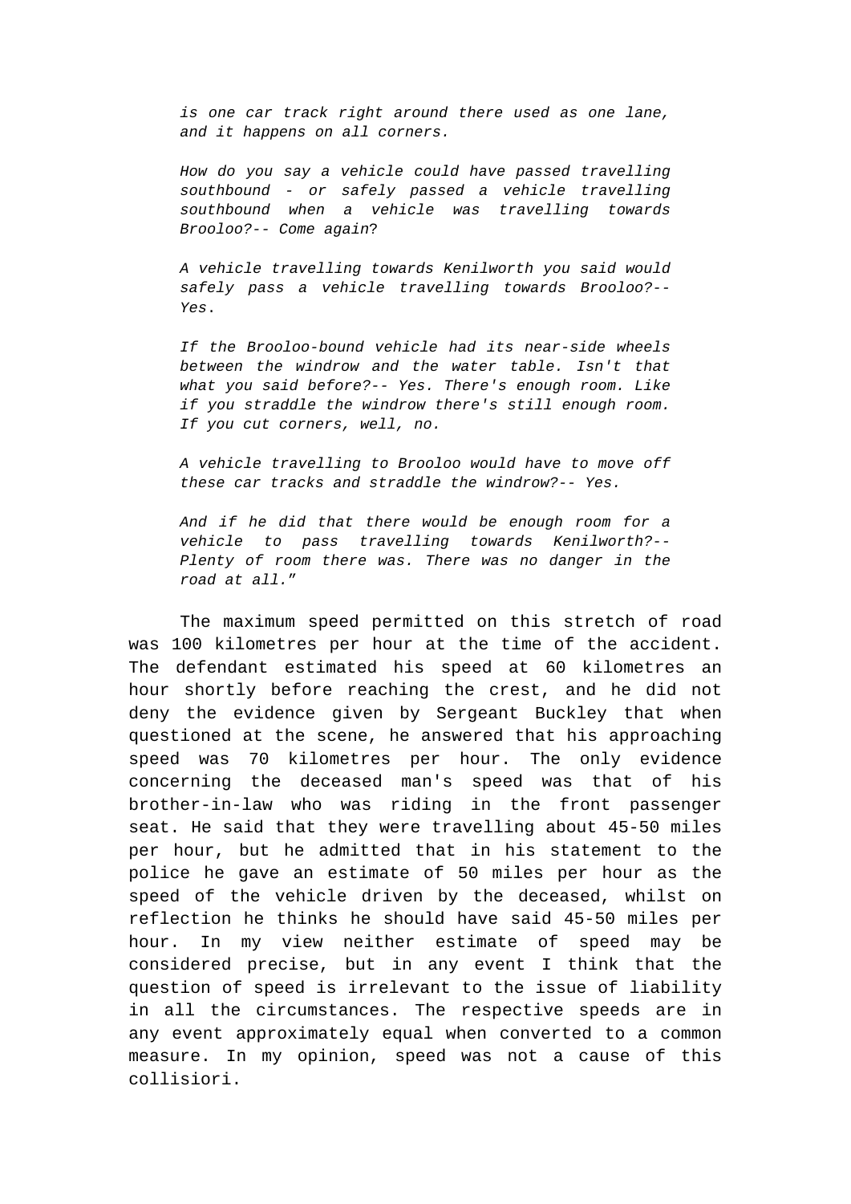*is one car track right around there used as one lane, and it happens on all corners.*

*How do you say a vehicle could have passed travelling southbound - or safely passed a vehicle travelling southbound when a vehicle was travelling towards Brooloo?-- Come again*?

*A vehicle travelling towards Kenilworth you said would safely pass a vehicle travelling towards Brooloo?-- Yes*.

*If the Brooloo-bound vehicle had its near-side wheels between the windrow and the water table. Isn't that what you said before?-- Yes. There's enough room. Like if you straddle the windrow there's still enough room. If you cut corners, well, no.*

*A vehicle travelling to Brooloo would have to move off these car tracks and straddle the windrow?-- Yes.*

*And if he did that there would be enough room for a vehicle to pass travelling towards Kenilworth?-- Plenty of room there was. There was no danger in the road at all.*"

The maximum speed permitted on this stretch of road was 100 kilometres per hour at the time of the accident. The defendant estimated his speed at 60 kilometres an hour shortly before reaching the crest, and he did not deny the evidence given by Sergeant Buckley that when questioned at the scene, he answered that his approaching speed was 70 kilometres per hour. The only evidence concerning the deceased man's speed was that of his brother-in-law who was riding in the front passenger seat. He said that they were travelling about 45-50 miles per hour, but he admitted that in his statement to the police he gave an estimate of 50 miles per hour as the speed of the vehicle driven by the deceased, whilst on reflection he thinks he should have said 45-50 miles per hour. In my view neither estimate of speed may be considered precise, but in any event I think that the question of speed is irrelevant to the issue of liability in all the circumstances. The respective speeds are in any event approximately equal when converted to a common measure. In my opinion, speed was not a cause of this collisiori.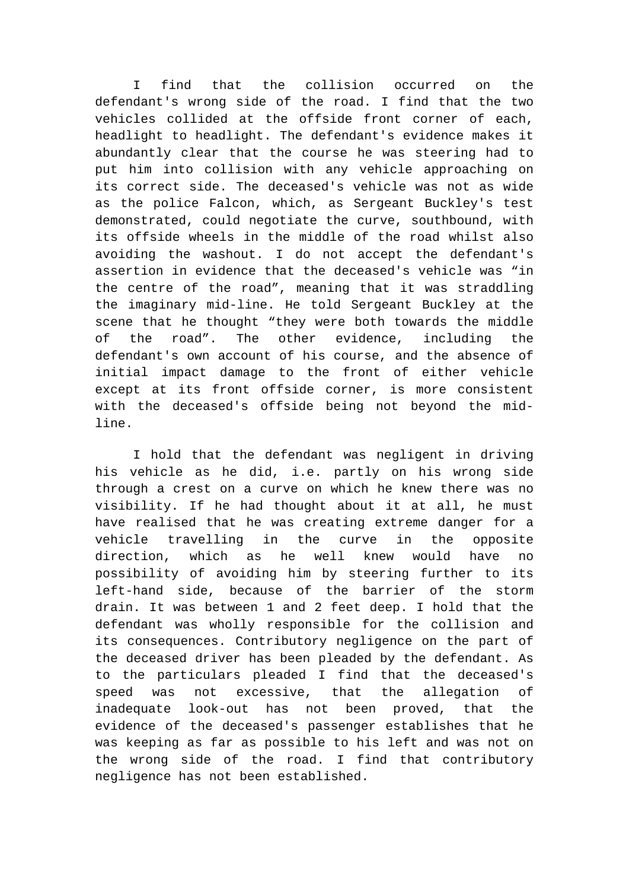I find that the collision occurred on the defendant's wrong side of the road. I find that the two vehicles collided at the offside front corner of each, headlight to headlight. The defendant's evidence makes it abundantly clear that the course he was steering had to put him into collision with any vehicle approaching on its correct side. The deceased's vehicle was not as wide as the police Falcon, which, as Sergeant Buckley's test demonstrated, could negotiate the curve, southbound, with its offside wheels in the middle of the road whilst also avoiding the washout. I do not accept the defendant's assertion in evidence that the deceased's vehicle was "in the centre of the road", meaning that it was straddling the imaginary mid-line. He told Sergeant Buckley at the scene that he thought "they were both towards the middle of the road". The other evidence, including the defendant's own account of his course, and the absence of initial impact damage to the front of either vehicle except at its front offside corner, is more consistent with the deceased's offside being not beyond the mid-line.

I hold that the defendant was negligent in driving his vehicle as he did, i.e. partly on his wrong side through a crest on a curve on which he knew there was no visibility. If he had thought about it at all, he must have realised that he was creating extreme danger for a vehicle travelling in the curve in the opposite direction, which as he well knew would have no possibility of avoiding him by steering further to its left-hand side, because of the barrier of the storm drain. It was between 1 and 2 feet deep. I hold that the defendant was wholly responsible for the collision and its consequences. Contributory negligence on the part of the deceased driver has been pleaded by the defendant. As to the particulars pleaded I find that the deceased's speed was not excessive, that the allegation of inadequate look-out has not been proved, that the evidence of the deceased's passenger establishes that he was keeping as far as possible to his left and was not on the wrong side of the road. I find that contributory negligence has not been established.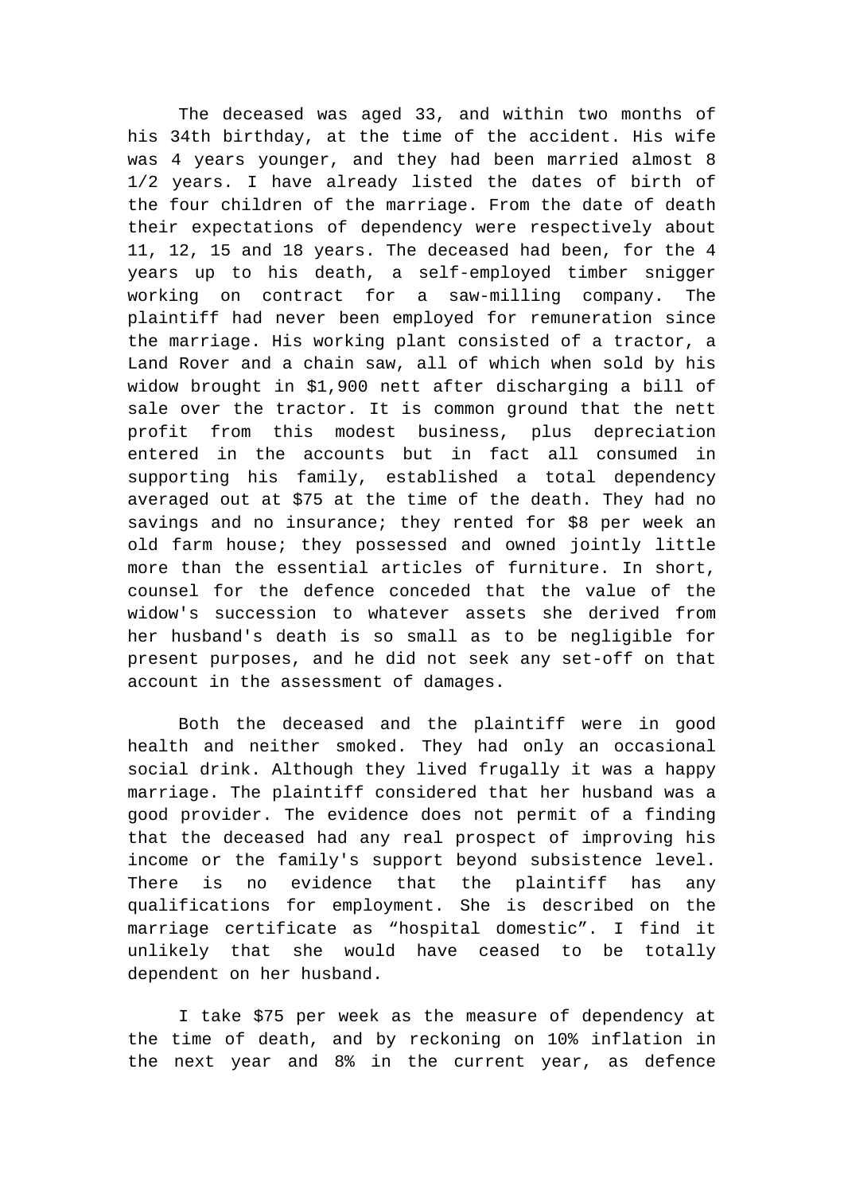The deceased was aged 33, and within two months of his 34th birthday, at the time of the accident. His wife was 4 years younger, and they had been married almost 8 1/2 years. I have already listed the dates of birth of the four children of the marriage. From the date of death their expectations of dependency were respectively about 11, 12, 15 and 18 years. The deceased had been, for the 4 years up to his death, a self-employed timber snigger working on contract for a saw-milling company. The plaintiff had never been employed for remuneration since the marriage. His working plant consisted of a tractor, a Land Rover and a chain saw, all of which when sold by his widow brought in $1,900 nett after discharging a bill of sale over the tractor. It is common ground that the nett profit from this modest business, plus depreciation entered in the accounts but in fact all consumed in supporting his family, established a total dependency averaged out at $75 at the time of the death. They had no savings and no insurance; they rented for $8 per week an old farm house; they possessed and owned jointly little more than the essential articles of furniture. In short, counsel for the defence conceded that the value of the widow's succession to whatever assets she derived from her husband's death is so small as to be negligible for present purposes, and he did not seek any set-off on that account in the assessment of damages.

Both the deceased and the plaintiff were in good health and neither smoked. They had only an occasional social drink. Although they lived frugally it was a happy marriage. The plaintiff considered that her husband was a good provider. The evidence does not permit of a finding that the deceased had any real prospect of improving his income or the family's support beyond subsistence level. There is no evidence that the plaintiff has any qualifications for employment. She is described on the marriage certificate as "hospital domestic". I find it unlikely that she would have ceased to be totally dependent on her husband.

I take $75 per week as the measure of dependency at the time of death, and by reckoning on 10% inflation in the next year and 8% in the current year, as defence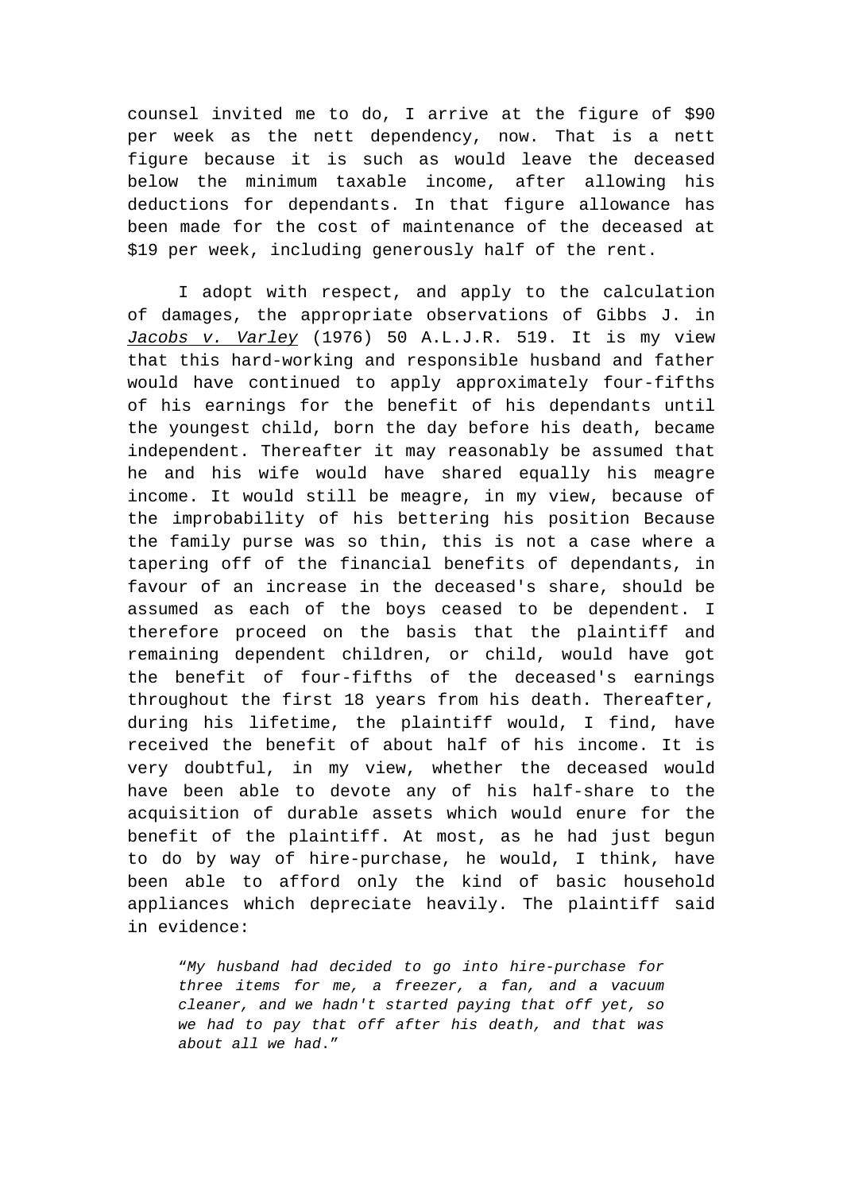counsel invited me to do, I arrive at the figure of $90 per week as the nett dependency, now. That is a nett figure because it is such as would leave the deceased below the minimum taxable income, after allowing his deductions for dependants. In that figure allowance has been made for the cost of maintenance of the deceased at $19 per week, including generously half of the rent.

I adopt with respect, and apply to the calculation of damages, the appropriate observations of Gibbs J. in *Jacobs v. Varley* (1976) 50 A.L.J.R. 519. It is my view that this hard-working and responsible husband and father would have continued to apply approximately four-fifths of his earnings for the benefit of his dependants until the youngest child, born the day before his death, became independent. Thereafter it may reasonably be assumed that he and his wife would have shared equally his meagre income. It would still be meagre, in my view, because of the improbability of his bettering his position Because the family purse was so thin, this is not a case where a tapering off of the financial benefits of dependants, in favour of an increase in the deceased's share, should be assumed as each of the boys ceased to be dependent. I therefore proceed on the basis that the plaintiff and remaining dependent children, or child, would have got the benefit of four-fifths of the deceased's earnings throughout the first 18 years from his death. Thereafter, during his lifetime, the plaintiff would, I find, have received the benefit of about half of his income. It is very doubtful, in my view, whether the deceased would have been able to devote any of his half-share to the acquisition of durable assets which would enure for the benefit of the plaintiff. At most, as he had just begun to do by way of hire-purchase, he would, I think, have been able to afford only the kind of basic household appliances which depreciate heavily. The plaintiff said in evidence:

> "*My husband had decided to go into hire-purchase for three items for me, a freezer, a fan, and a vacuum cleaner, and we hadn't started paying that off yet, so we had to pay that off after his death, and that was about all we had*."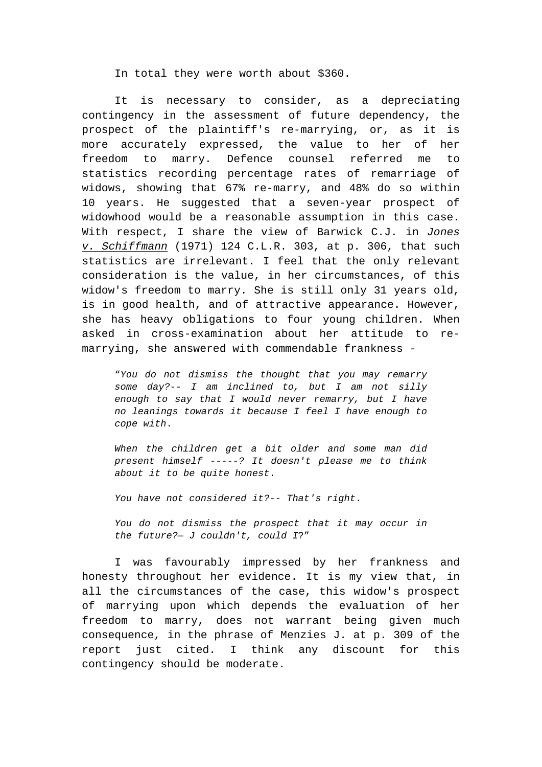In total they were worth about $360.

It is necessary to consider, as a depreciating contingency in the assessment of future dependency, the prospect of the plaintiff's re-marrying, or, as it is more accurately expressed, the value to her of her freedom to marry. Defence counsel referred me to statistics recording percentage rates of remarriage of widows, showing that 67% re-marry, and 48% do so within 10 years. He suggested that a seven-year prospect of widowhood would be a reasonable assumption in this case. With respect, I share the view of Barwick C.J. in <u>Jones v. Schiffmann</u> (1971) 124 C.L.R. 303, at p. 306, that such statistics are irrelevant. I feel that the only relevant consideration is the value, in her circumstances, of this widow's freedom to marry. She is still only 31 years old, is in good health, and of attractive appearance. However, she has heavy obligations to four young children. When asked in cross-examination about her attitude to re-marrying, she answered with commendable frankness -

> "*You do not dismiss the thought that you may remarry some day?-- I am inclined to, but I am not silly enough to say that I would never remarry, but I have no leanings towards it because I feel I have enough to cope with*.
>
> *When the children get a bit older and some man did present himself -----? It doesn't please me to think about it to be quite honest*.
>
> *You have not considered it?-- That's right*.
>
> *You do not dismiss the prospect that it may occur in the future?— J couldn't, could I*?"

I was favourably impressed by her frankness and honesty throughout her evidence. It is my view that, in all the circumstances of the case, this widow's prospect of marrying upon which depends the evaluation of her freedom to marry, does not warrant being given much consequence, in the phrase of Menzies J. at p. 309 of the report just cited. I think any discount for this contingency should be moderate.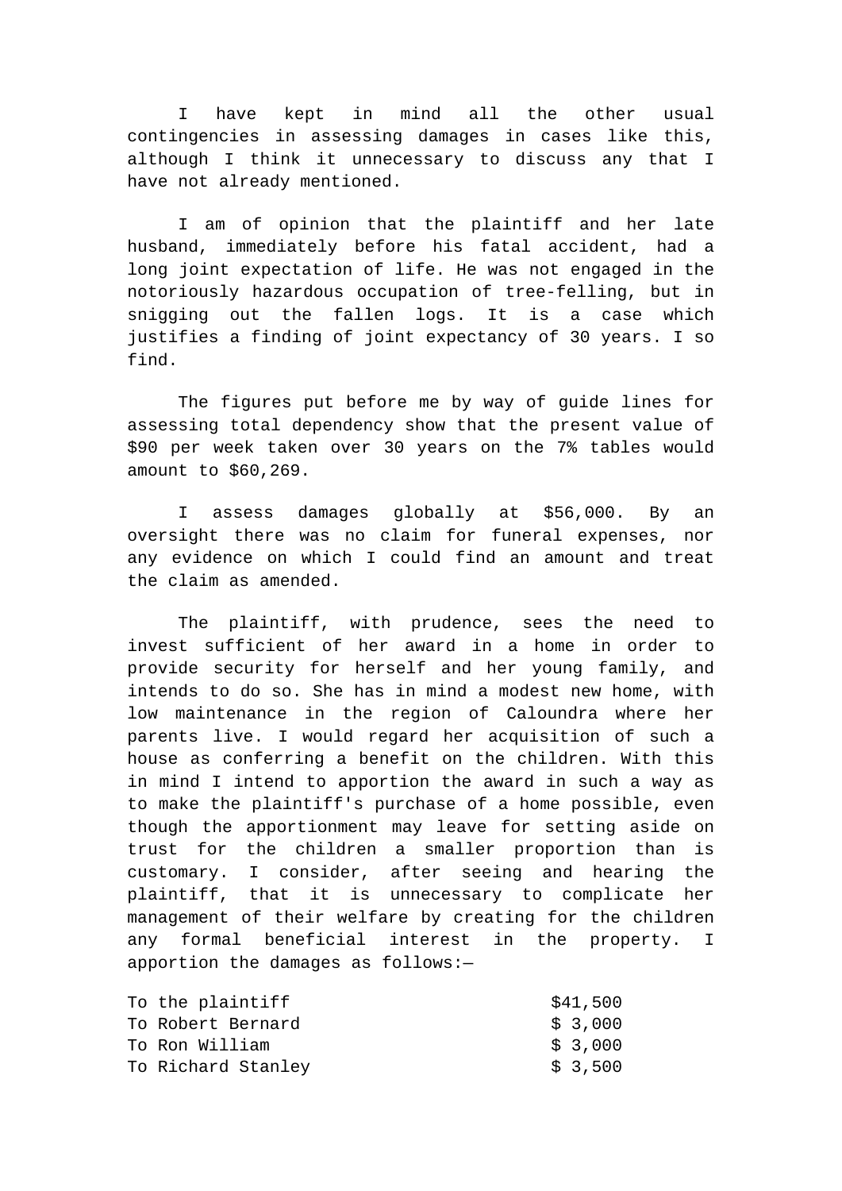I have kept in mind all the other usual contingencies in assessing damages in cases like this, although I think it unnecessary to discuss any that I have not already mentioned.

I am of opinion that the plaintiff and her late husband, immediately before his fatal accident, had a long joint expectation of life. He was not engaged in the notoriously hazardous occupation of tree-felling, but in snigging out the fallen logs. It is a case which justifies a finding of joint expectancy of 30 years. I so find.

The figures put before me by way of guide lines for assessing total dependency show that the present value of $90 per week taken over 30 years on the 7% tables would amount to $60,269.

I assess damages globally at $56,000. By an oversight there was no claim for funeral expenses, nor any evidence on which I could find an amount and treat the claim as amended.

The plaintiff, with prudence, sees the need to invest sufficient of her award in a home in order to provide security for herself and her young family, and intends to do so. She has in mind a modest new home, with low maintenance in the region of Caloundra where her parents live. I would regard her acquisition of such a house as conferring a benefit on the children. With this in mind I intend to apportion the award in such a way as to make the plaintiff's purchase of a home possible, even though the apportionment may leave for setting aside on trust for the children a smaller proportion than is customary. I consider, after seeing and hearing the plaintiff, that it is unnecessary to complicate her management of their welfare by creating for the children any formal beneficial interest in the property. I apportion the damages as follows:—

| | |
|---|---|
| To the plaintiff | $41,500 |
| To Robert Bernard | $ 3,000 |
| To Ron William | $ 3,000 |
| To Richard Stanley | $ 3,500 |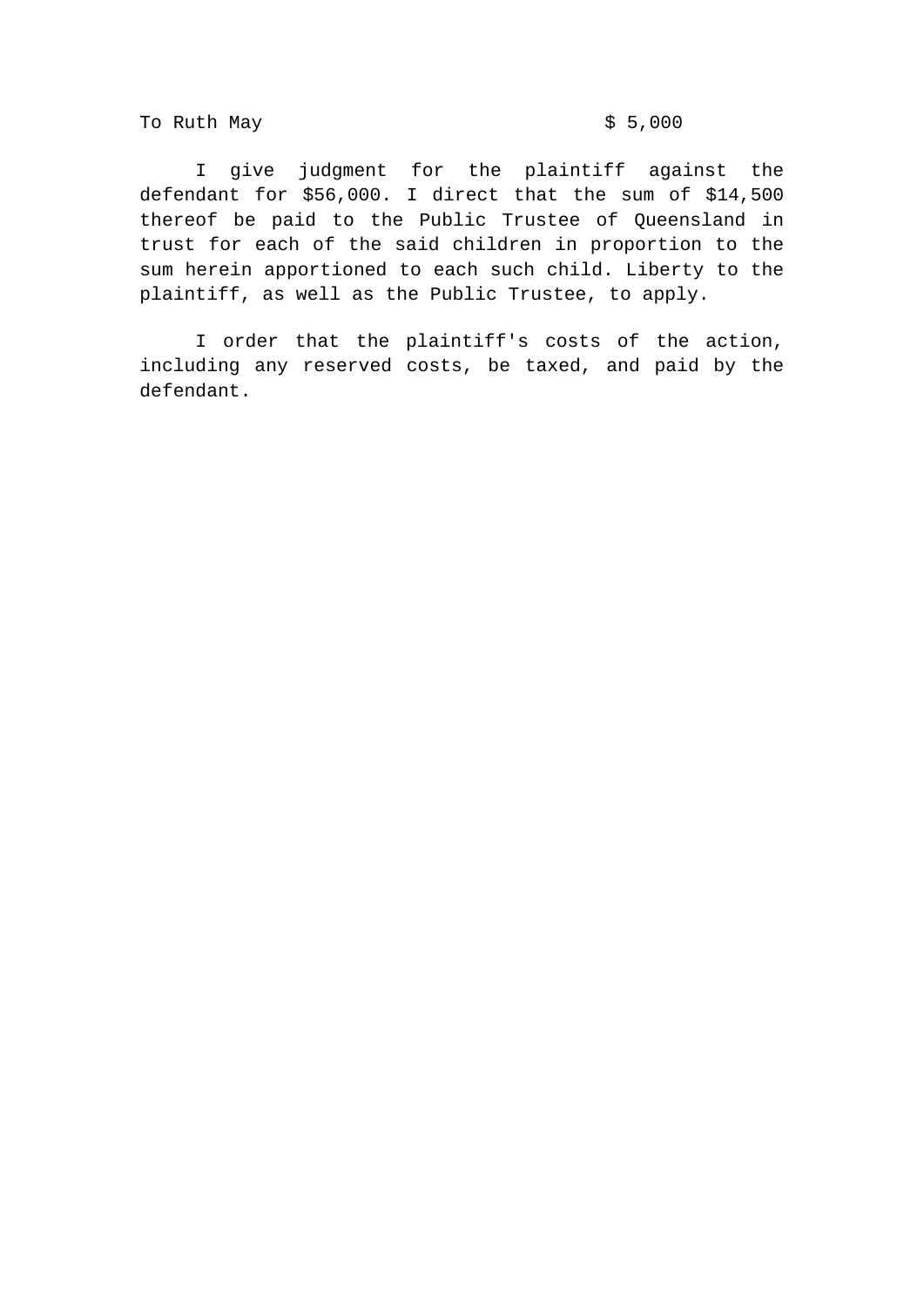| | |
|---|---|
| To Ruth May | $ 5,000 |

I give judgment for the plaintiff against the defendant for $56,000. I direct that the sum of $14,500 thereof be paid to the Public Trustee of Queensland in trust for each of the said children in proportion to the sum herein apportioned to each such child. Liberty to the plaintiff, as well as the Public Trustee, to apply.

I order that the plaintiff's costs of the action, including any reserved costs, be taxed, and paid by the defendant.